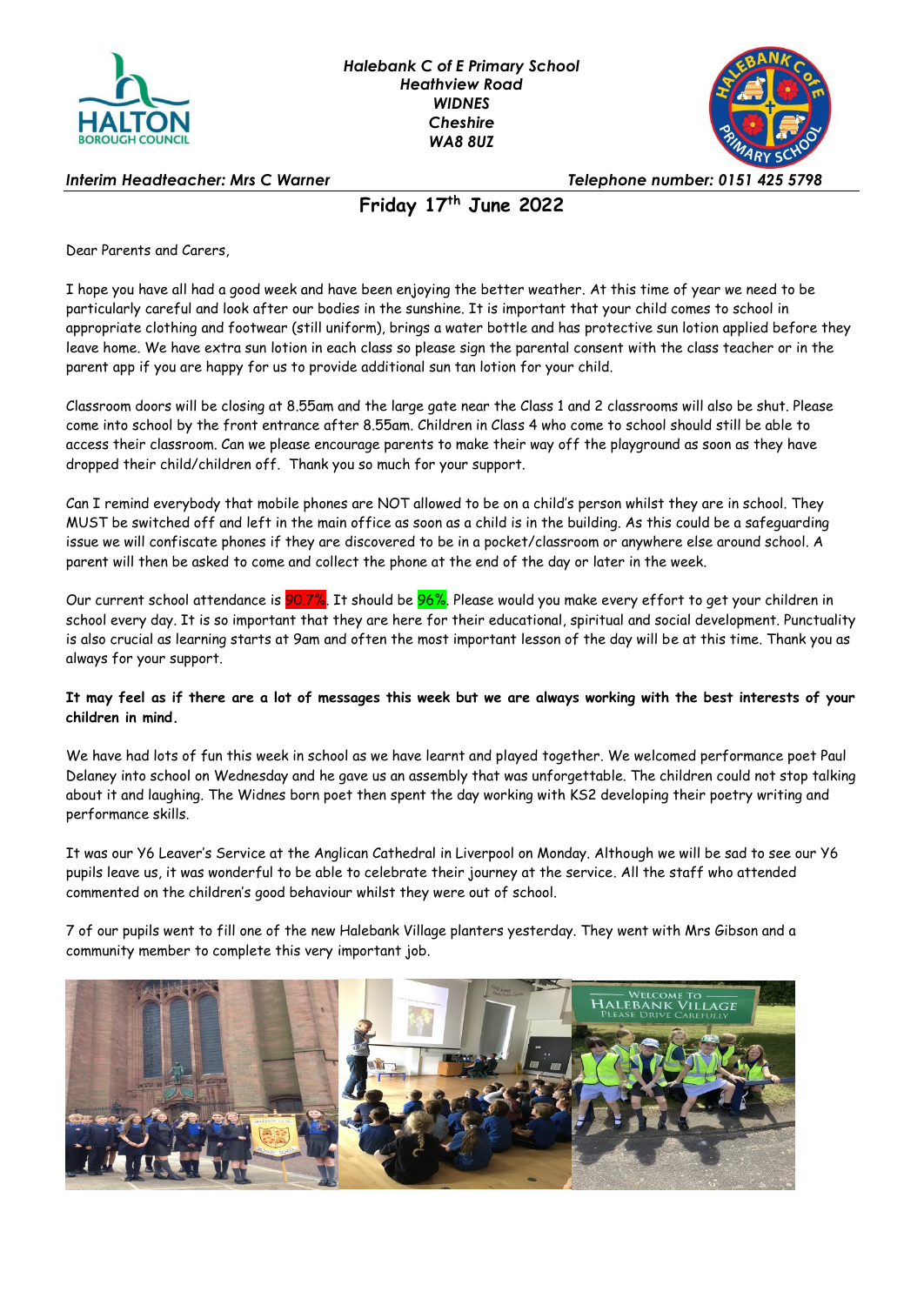*Halebank C of E Primary School*
*Heathview Road*
*WIDNES*
*Cheshire*
*WA8 8UZ*

*Interim Headteacher: Mrs C Warner* *Telephone number: 0151 425 5798*

## Friday 17th June 2022

Dear Parents and Carers,

I hope you have all had a good week and have been enjoying the better weather. At this time of year we need to be particularly careful and look after our bodies in the sunshine. It is important that your child comes to school in appropriate clothing and footwear (still uniform), brings a water bottle and has protective sun lotion applied before they leave home. We have extra sun lotion in each class so please sign the parental consent with the class teacher or in the parent app if you are happy for us to provide additional sun tan lotion for your child.

Classroom doors will be closing at 8.55am and the large gate near the Class 1 and 2 classrooms will also be shut. Please come into school by the front entrance after 8.55am. Children in Class 4 who come to school should still be able to access their classroom. Can we please encourage parents to make their way off the playground as soon as they have dropped their child/children off. Thank you so much for your support.

Can I remind everybody that mobile phones are NOT allowed to be on a child's person whilst they are in school. They MUST be switched off and left in the main office as soon as a child is in the building. As this could be a safeguarding issue we will confiscate phones if they are discovered to be in a pocket/classroom or anywhere else around school. A parent will then be asked to come and collect the phone at the end of the day or later in the week.

Our current school attendance is 90.7%. It should be 96%. Please would you make every effort to get your children in school every day. It is so important that they are here for their educational, spiritual and social development. Punctuality is also crucial as learning starts at 9am and often the most important lesson of the day will be at this time. Thank you as always for your support.

**It may feel as if there are a lot of messages this week but we are always working with the best interests of your children in mind.**

We have had lots of fun this week in school as we have learnt and played together. We welcomed performance poet Paul Delaney into school on Wednesday and he gave us an assembly that was unforgettable. The children could not stop talking about it and laughing. The Widnes born poet then spent the day working with KS2 developing their poetry writing and performance skills.

It was our Y6 Leaver's Service at the Anglican Cathedral in Liverpool on Monday. Although we will be sad to see our Y6 pupils leave us, it was wonderful to be able to celebrate their journey at the service. All the staff who attended commented on the children's good behaviour whilst they were out of school.

7 of our pupils went to fill one of the new Halebank Village planters yesterday. They went with Mrs Gibson and a community member to complete this very important job.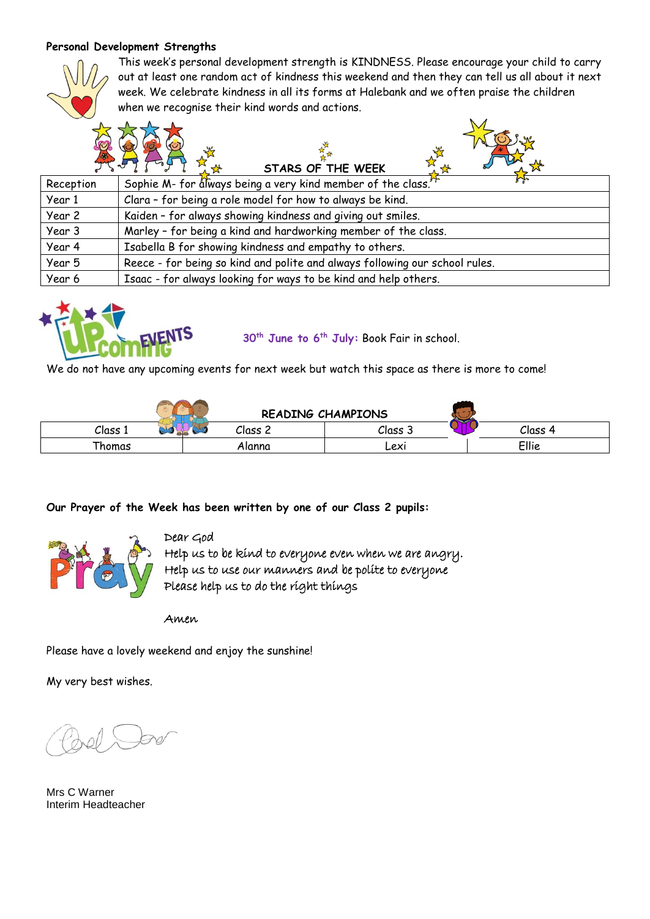**Personal Development Strengths**

This week's personal development strength is KINDNESS. Please encourage your child to carry out at least one random act of kindness this weekend and then they can tell us all about it next week. We celebrate kindness in all its forms at Halebank and we often praise the children when we recognise their kind words and actions.

**STARS OF THE WEEK**

| | |
|---|---|
| Reception | Sophie M- for always being a very kind member of the class. |
| Year 1 | Clara – for being a role model for how to always be kind. |
| Year 2 | Kaiden – for always showing kindness and giving out smiles. |
| Year 3 | Marley – for being a kind and hardworking member of the class. |
| Year 4 | Isabella B for showing kindness and empathy to others. |
| Year 5 | Reece - for being so kind and polite and always following our school rules. |
| Year 6 | Isaac - for always looking for ways to be kind and help others. |

UPCOMING EVENTS

**30th June to 6th July:** Book Fair in school.

We do not have any upcoming events for next week but watch this space as there is more to come!

**READING CHAMPIONS**

| Class 1 | Class 2 | Class 3 | Class 4 |
|---|---|---|---|
| Thomas | Alanna | Lexi | Ellie |

**Our Prayer of the Week has been written by one of our Class 2 pupils:**

Dear God
Help us to be kind to everyone even when we are angry.
Help us to use our manners and be polite to everyone
Please help us to do the right things

Amen

Please have a lovely weekend and enjoy the sunshine!

My very best wishes.

Mrs C Warner
Interim Headteacher